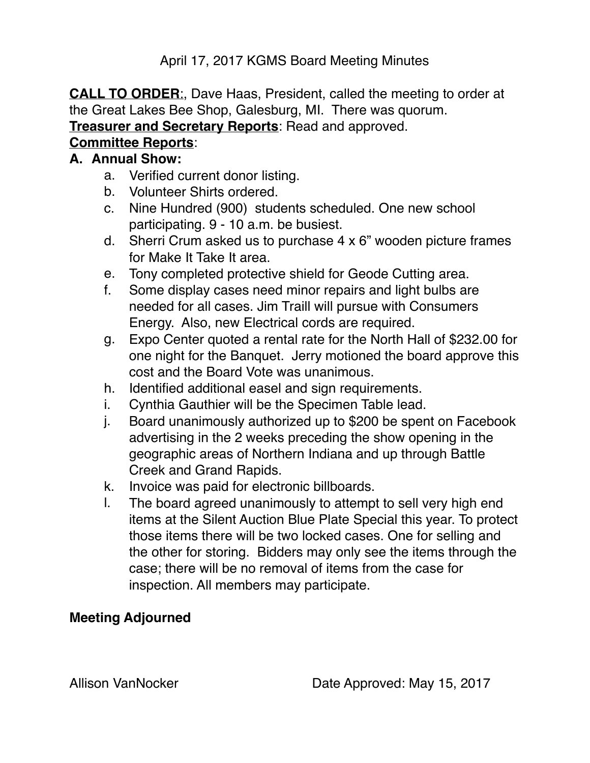April 17, 2017 KGMS Board Meeting Minutes

<u>**CALL TO ORDER**</u>:, Dave Haas, President, called the meeting to order at the Great Lakes Bee Shop, Galesburg, MI. There was quorum.

<u>**Treasurer and Secretary Reports**</u>: Read and approved.

<u>**Committee Reports**</u>:

**A. Annual Show:**

a. Verified current donor listing.

b. Volunteer Shirts ordered.

c. Nine Hundred (900) students scheduled. One new school participating. 9 - 10 a.m. be busiest.

d. Sherri Crum asked us to purchase 4 x 6" wooden picture frames for Make It Take It area.

e. Tony completed protective shield for Geode Cutting area.

f. Some display cases need minor repairs and light bulbs are needed for all cases. Jim Traill will pursue with Consumers Energy. Also, new Electrical cords are required.

g. Expo Center quoted a rental rate for the North Hall of $232.00 for one night for the Banquet. Jerry motioned the board approve this cost and the Board Vote was unanimous.

h. Identified additional easel and sign requirements.

i. Cynthia Gauthier will be the Specimen Table lead.

j. Board unanimously authorized up to $200 be spent on Facebook advertising in the 2 weeks preceding the show opening in the geographic areas of Northern Indiana and up through Battle Creek and Grand Rapids.

k. Invoice was paid for electronic billboards.

l. The board agreed unanimously to attempt to sell very high end items at the Silent Auction Blue Plate Special this year. To protect those items there will be two locked cases. One for selling and the other for storing. Bidders may only see the items through the case; there will be no removal of items from the case for inspection. All members may participate.

**Meeting Adjourned**

Allison VanNocker Date Approved: May 15, 2017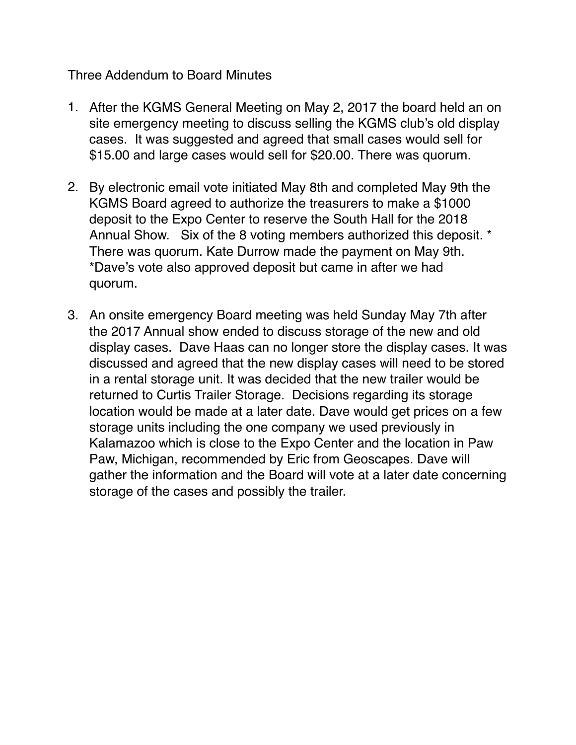Three Addendum to Board Minutes

1. After the KGMS General Meeting on May 2, 2017 the board held an on site emergency meeting to discuss selling the KGMS club's old display cases. It was suggested and agreed that small cases would sell for $15.00 and large cases would sell for $20.00. There was quorum.

2. By electronic email vote initiated May 8th and completed May 9th the KGMS Board agreed to authorize the treasurers to make a $1000 deposit to the Expo Center to reserve the South Hall for the 2018 Annual Show. Six of the 8 voting members authorized this deposit. * There was quorum. Kate Durrow made the payment on May 9th. *Dave's vote also approved deposit but came in after we had quorum.

3. An onsite emergency Board meeting was held Sunday May 7th after the 2017 Annual show ended to discuss storage of the new and old display cases. Dave Haas can no longer store the display cases. It was discussed and agreed that the new display cases will need to be stored in a rental storage unit. It was decided that the new trailer would be returned to Curtis Trailer Storage. Decisions regarding its storage location would be made at a later date. Dave would get prices on a few storage units including the one company we used previously in Kalamazoo which is close to the Expo Center and the location in Paw Paw, Michigan, recommended by Eric from Geoscapes. Dave will gather the information and the Board will vote at a later date concerning storage of the cases and possibly the trailer.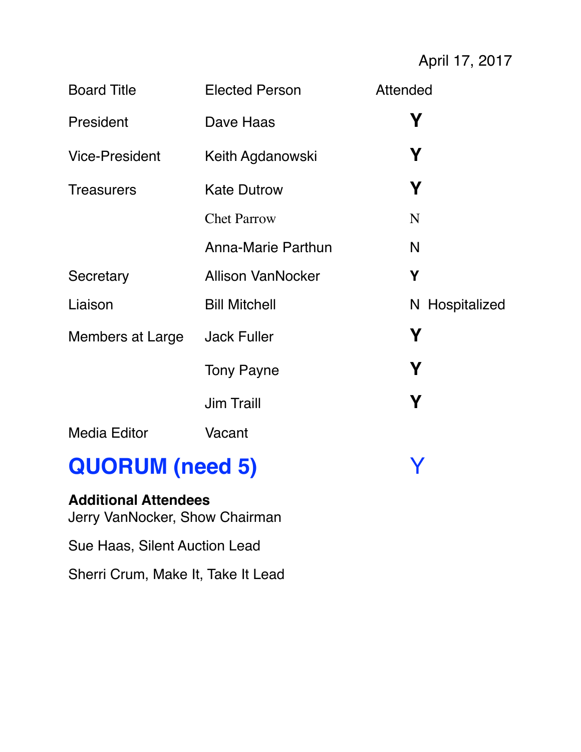April 17, 2017

| Board Title | Elected Person | Attended |
| --- | --- | --- |
| President | Dave Haas | **Y** |
| Vice-President | Keith Agdanowski | **Y** |
| Treasurers | Kate Dutrow | **Y** |
| | Chet Parrow | N |
| | Anna-Marie Parthun | N |
| Secretary | Allison VanNocker | **Y** |
| Liaison | Bill Mitchell | N Hospitalized |
| Members at Large | Jack Fuller | **Y** |
| | Tony Payne | **Y** |
| | Jim Traill | **Y** |
| Media Editor | Vacant | |
| **QUORUM (need 5)** | | Y |

**Additional Attendees**

Jerry VanNocker, Show Chairman

Sue Haas, Silent Auction Lead

Sherri Crum, Make It, Take It Lead